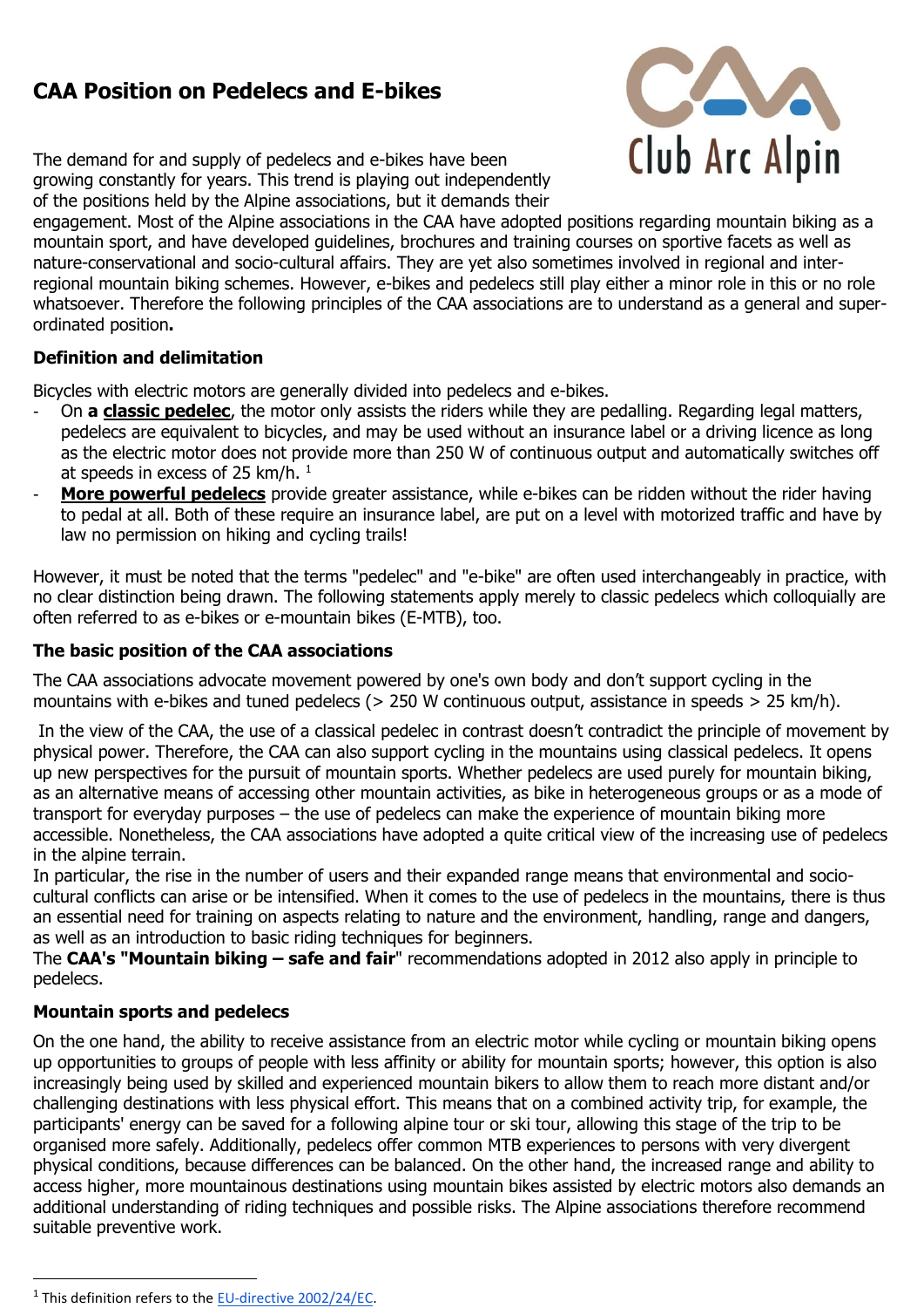# CAA Position on Pedelecs and E-bikes

The demand for and supply of pedelecs and e-bikes have been growing constantly for years. This trend is playing out independently of the positions held by the Alpine associations, but it demands their engagement. Most of the Alpine associations in the CAA have adopted positions regarding mountain biking as a mountain sport, and have developed guidelines, brochures and training courses on sportive facets as well as nature-conservational and socio-cultural affairs. They are yet also sometimes involved in regional and inter-regional mountain biking schemes. However, e-bikes and pedelecs still play either a minor role in this or no role whatsoever. Therefore the following principles of the CAA associations are to understand as a general and super-ordinated position**.**

### Definition and delimitation

Bicycles with electric motors are generally divided into pedelecs and e-bikes.

- On **a <u>classic pedelec</u>**, the motor only assists the riders while they are pedalling. Regarding legal matters, pedelecs are equivalent to bicycles, and may be used without an insurance label or a driving licence as long as the electric motor does not provide more than 250 W of continuous output and automatically switches off at speeds in excess of 25 km/h. [1]
- **<u>More powerful pedelecs</u>** provide greater assistance, while e-bikes can be ridden without the rider having to pedal at all. Both of these require an insurance label, are put on a level with motorized traffic and have by law no permission on hiking and cycling trails!

However, it must be noted that the terms "pedelec" and "e-bike" are often used interchangeably in practice, with no clear distinction being drawn. The following statements apply merely to classic pedelecs which colloquially are often referred to as e-bikes or e-mountain bikes (E-MTB), too.

### The basic position of the CAA associations

The CAA associations advocate movement powered by one's own body and don't support cycling in the mountains with e-bikes and tuned pedelecs (> 250 W continuous output, assistance in speeds > 25 km/h).

In the view of the CAA, the use of a classical pedelec in contrast doesn't contradict the principle of movement by physical power. Therefore, the CAA can also support cycling in the mountains using classical pedelecs. It opens up new perspectives for the pursuit of mountain sports. Whether pedelecs are used purely for mountain biking, as an alternative means of accessing other mountain activities, as bike in heterogeneous groups or as a mode of transport for everyday purposes – the use of pedelecs can make the experience of mountain biking more accessible. Nonetheless, the CAA associations have adopted a quite critical view of the increasing use of pedelecs in the alpine terrain.

In particular, the rise in the number of users and their expanded range means that environmental and socio-cultural conflicts can arise or be intensified. When it comes to the use of pedelecs in the mountains, there is thus an essential need for training on aspects relating to nature and the environment, handling, range and dangers, as well as an introduction to basic riding techniques for beginners.

The **CAA's "Mountain biking – safe and fair**" recommendations adopted in 2012 also apply in principle to pedelecs.

### Mountain sports and pedelecs

On the one hand, the ability to receive assistance from an electric motor while cycling or mountain biking opens up opportunities to groups of people with less affinity or ability for mountain sports; however, this option is also increasingly being used by skilled and experienced mountain bikers to allow them to reach more distant and/or challenging destinations with less physical effort. This means that on a combined activity trip, for example, the participants' energy can be saved for a following alpine tour or ski tour, allowing this stage of the trip to be organised more safely. Additionally, pedelecs offer common MTB experiences to persons with very divergent physical conditions, because differences can be balanced. On the other hand, the increased range and ability to access higher, more mountainous destinations using mountain bikes assisted by electric motors also demands an additional understanding of riding techniques and possible risks. The Alpine associations therefore recommend suitable preventive work.

---

[1] This definition refers to the EU-directive 2002/24/EC.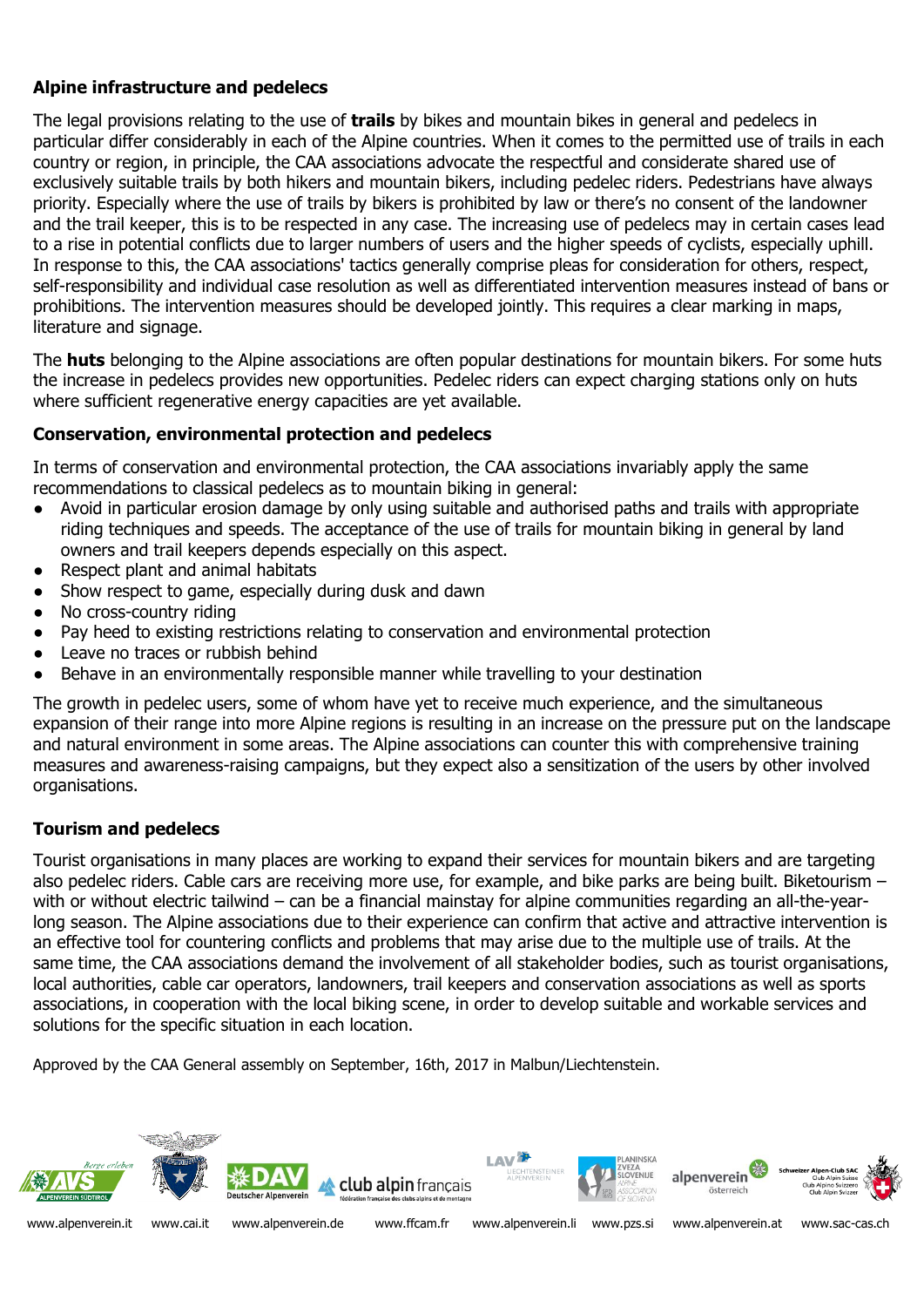### Alpine infrastructure and pedelecs

The legal provisions relating to the use of **trails** by bikes and mountain bikes in general and pedelecs in particular differ considerably in each of the Alpine countries. When it comes to the permitted use of trails in each country or region, in principle, the CAA associations advocate the respectful and considerate shared use of exclusively suitable trails by both hikers and mountain bikers, including pedelec riders. Pedestrians have always priority. Especially where the use of trails by bikers is prohibited by law or there's no consent of the landowner and the trail keeper, this is to be respected in any case. The increasing use of pedelecs may in certain cases lead to a rise in potential conflicts due to larger numbers of users and the higher speeds of cyclists, especially uphill. In response to this, the CAA associations' tactics generally comprise pleas for consideration for others, respect, self-responsibility and individual case resolution as well as differentiated intervention measures instead of bans or prohibitions. The intervention measures should be developed jointly. This requires a clear marking in maps, literature and signage.

The **huts** belonging to the Alpine associations are often popular destinations for mountain bikers. For some huts the increase in pedelecs provides new opportunities. Pedelec riders can expect charging stations only on huts where sufficient regenerative energy capacities are yet available.

### Conservation, environmental protection and pedelecs

In terms of conservation and environmental protection, the CAA associations invariably apply the same recommendations to classical pedelecs as to mountain biking in general:

- Avoid in particular erosion damage by only using suitable and authorised paths and trails with appropriate riding techniques and speeds. The acceptance of the use of trails for mountain biking in general by land owners and trail keepers depends especially on this aspect.
- Respect plant and animal habitats
- Show respect to game, especially during dusk and dawn
- No cross-country riding
- Pay heed to existing restrictions relating to conservation and environmental protection
- Leave no traces or rubbish behind
- Behave in an environmentally responsible manner while travelling to your destination

The growth in pedelec users, some of whom have yet to receive much experience, and the simultaneous expansion of their range into more Alpine regions is resulting in an increase on the pressure put on the landscape and natural environment in some areas. The Alpine associations can counter this with comprehensive training measures and awareness-raising campaigns, but they expect also a sensitization of the users by other involved organisations.

### Tourism and pedelecs

Tourist organisations in many places are working to expand their services for mountain bikers and are targeting also pedelec riders. Cable cars are receiving more use, for example, and bike parks are being built. Biketourism – with or without electric tailwind – can be a financial mainstay for alpine communities regarding an all-the-year-long season. The Alpine associations due to their experience can confirm that active and attractive intervention is an effective tool for countering conflicts and problems that may arise due to the multiple use of trails. At the same time, the CAA associations demand the involvement of all stakeholder bodies, such as tourist organisations, local authorities, cable car operators, landowners, trail keepers and conservation associations as well as sports associations, in cooperation with the local biking scene, in order to develop suitable and workable services and solutions for the specific situation in each location.

Approved by the CAA General assembly on September, 16th, 2017 in Malbun/Liechtenstein.

www.alpenverein.it www.cai.it www.alpenverein.de www.ffcam.fr www.alpenverein.li www.pzs.si www.alpenverein.at www.sac-cas.ch